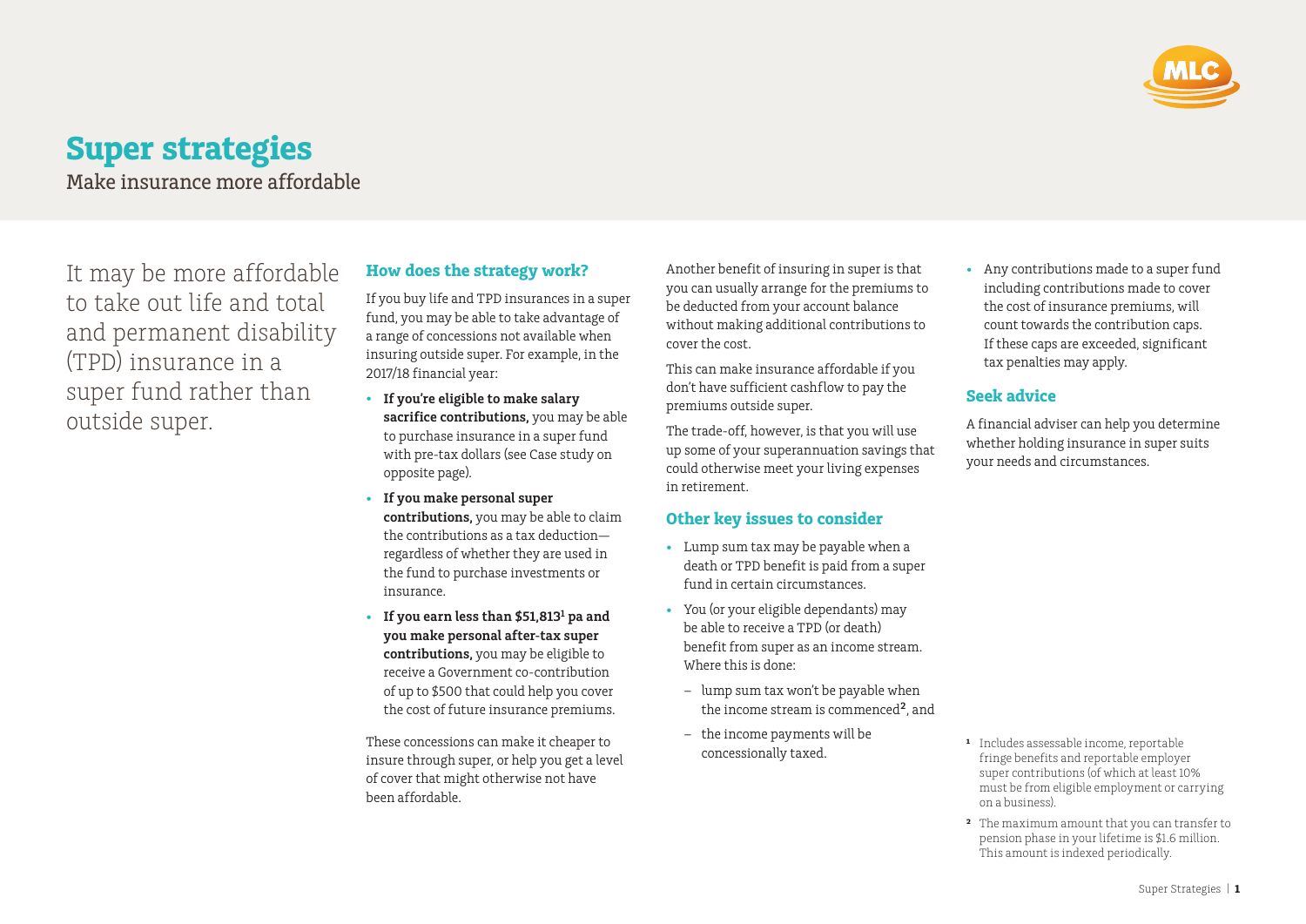# Super strategies

Make insurance more affordable

It may be more affordable to take out life and total and permanent disability (TPD) insurance in a super fund rather than outside super.

## How does the strategy work?

If you buy life and TPD insurances in a super fund, you may be able to take advantage of a range of concessions not available when insuring outside super. For example, in the 2017/18 financial year:

- **If you're eligible to make salary sacrifice contributions,** you may be able to purchase insurance in a super fund with pre-tax dollars (see Case study on opposite page).
- **If you make personal super contributions,** you may be able to claim the contributions as a tax deduction—regardless of whether they are used in the fund to purchase investments or insurance.
- **If you earn less than $51,813[1] pa and you make personal after-tax super contributions,** you may be eligible to receive a Government co-contribution of up to $500 that could help you cover the cost of future insurance premiums.

These concessions can make it cheaper to insure through super, or help you get a level of cover that might otherwise not have been affordable.

Another benefit of insuring in super is that you can usually arrange for the premiums to be deducted from your account balance without making additional contributions to cover the cost.

This can make insurance affordable if you don't have sufficient cashflow to pay the premiums outside super.

The trade-off, however, is that you will use up some of your superannuation savings that could otherwise meet your living expenses in retirement.

## Other key issues to consider

- Lump sum tax may be payable when a death or TPD benefit is paid from a super fund in certain circumstances.
- You (or your eligible dependants) may be able to receive a TPD (or death) benefit from super as an income stream. Where this is done:
  - lump sum tax won't be payable when the income stream is commenced[2], and
  - the income payments will be concessionally taxed.
- Any contributions made to a super fund including contributions made to cover the cost of insurance premiums, will count towards the contribution caps. If these caps are exceeded, significant tax penalties may apply.

## Seek advice

A financial adviser can help you determine whether holding insurance in super suits your needs and circumstances.

[1] Includes assessable income, reportable fringe benefits and reportable employer super contributions (of which at least 10% must be from eligible employment or carrying on a business).

[2] The maximum amount that you can transfer to pension phase in your lifetime is $1.6 million. This amount is indexed periodically.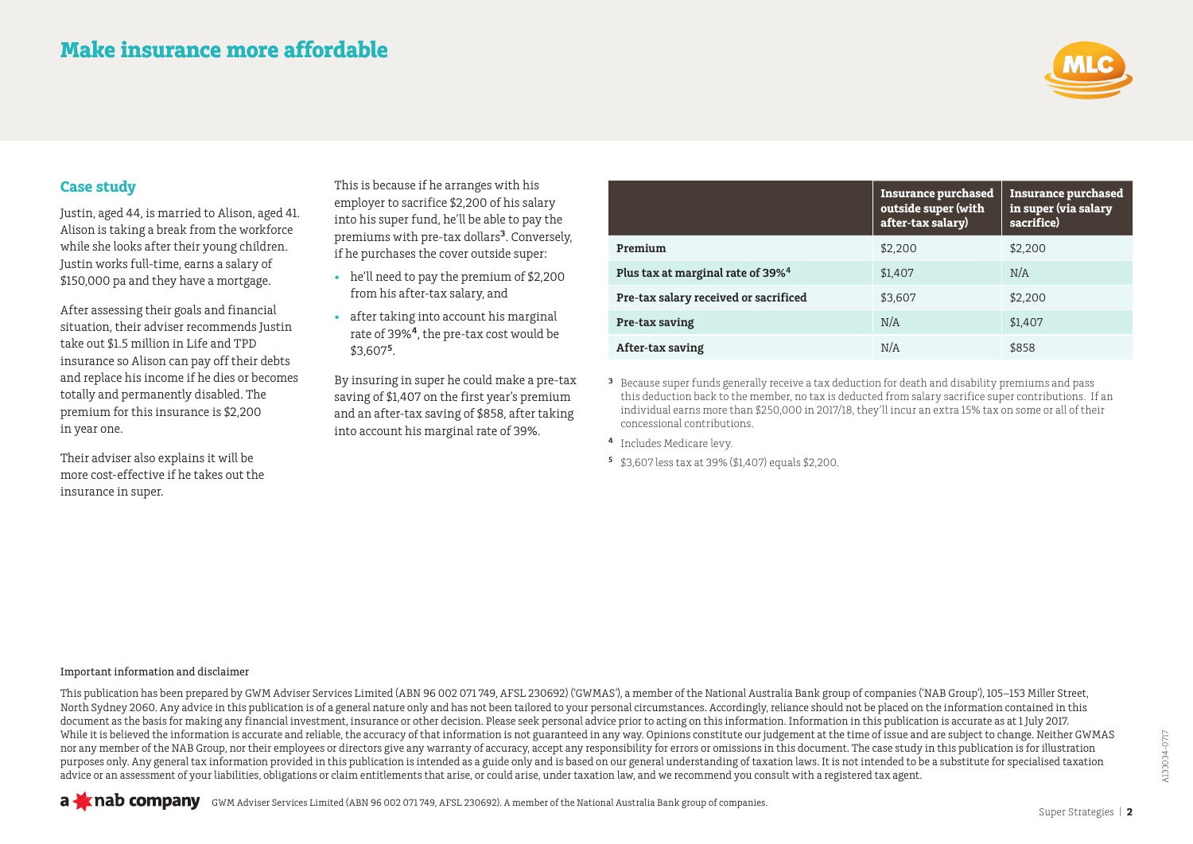# Make insurance more affordable

## Case study

Justin, aged 44, is married to Alison, aged 41. Alison is taking a break from the workforce while she looks after their young children. Justin works full-time, earns a salary of $150,000 pa and they have a mortgage.

After assessing their goals and financial situation, their adviser recommends Justin take out $1.5 million in Life and TPD insurance so Alison can pay off their debts and replace his income if he dies or becomes totally and permanently disabled. The premium for this insurance is $2,200 in year one.

Their adviser also explains it will be more cost-effective if he takes out the insurance in super.

This is because if he arranges with his employer to sacrifice $2,200 of his salary into his super fund, he'll be able to pay the premiums with pre-tax dollars[3]. Conversely, if he purchases the cover outside super:

- he'll need to pay the premium of $2,200 from his after-tax salary, and
- after taking into account his marginal rate of 39%[4], the pre-tax cost would be $3,607[5].

By insuring in super he could make a pre-tax saving of $1,407 on the first year's premium and an after-tax saving of $858, after taking into account his marginal rate of 39%.

| | Insurance purchased outside super (with after-tax salary) | Insurance purchased in super (via salary sacrifice) |
|---|---|---|
| **Premium** | $2,200 | $2,200 |
| **Plus tax at marginal rate of 39%[4]** | $1,407 | N/A |
| **Pre-tax salary received or sacrificed** | $3,607 | $2,200 |
| **Pre-tax saving** | N/A | $1,407 |
| **After-tax saving** | N/A | $858 |

[3] Because super funds generally receive a tax deduction for death and disability premiums and pass this deduction back to the member, no tax is deducted from salary sacrifice super contributions. If an individual earns more than $250,000 in 2017/18, they'll incur an extra 15% tax on some or all of their concessional contributions.

[4] Includes Medicare levy.

[5] $3,607 less tax at 39% ($1,407) equals $2,200.

**Important information and disclaimer**

This publication has been prepared by GWM Adviser Services Limited (ABN 96 002 071 749, AFSL 230692) ('GWMAS'), a member of the National Australia Bank group of companies ('NAB Group'), 105–153 Miller Street, North Sydney 2060. Any advice in this publication is of a general nature only and has not been tailored to your personal circumstances. Accordingly, reliance should not be placed on the information contained in this document as the basis for making any financial investment, insurance or other decision. Please seek personal advice prior to acting on this information. Information in this publication is accurate as at 1 July 2017. While it is believed the information is accurate and reliable, the accuracy of that information is not guaranteed in any way. Opinions constitute our judgement at the time of issue and are subject to change. Neither GWMAS nor any member of the NAB Group, nor their employees or directors give any warranty of accuracy, accept any responsibility for errors or omissions in this document. The case study in this publication is for illustration purposes only. Any general tax information provided in this publication is intended as a guide only and is based on our general understanding of taxation laws. It is not intended to be a substitute for specialised taxation advice or an assessment of your liabilities, obligations or claim entitlements that arise, or could arise, under taxation law, and we recommend you consult with a registered tax agent.

a nab company GWM Adviser Services Limited (ABN 96 002 071 749, AFSL 230692). A member of the National Australia Bank group of companies.

A133034-0717